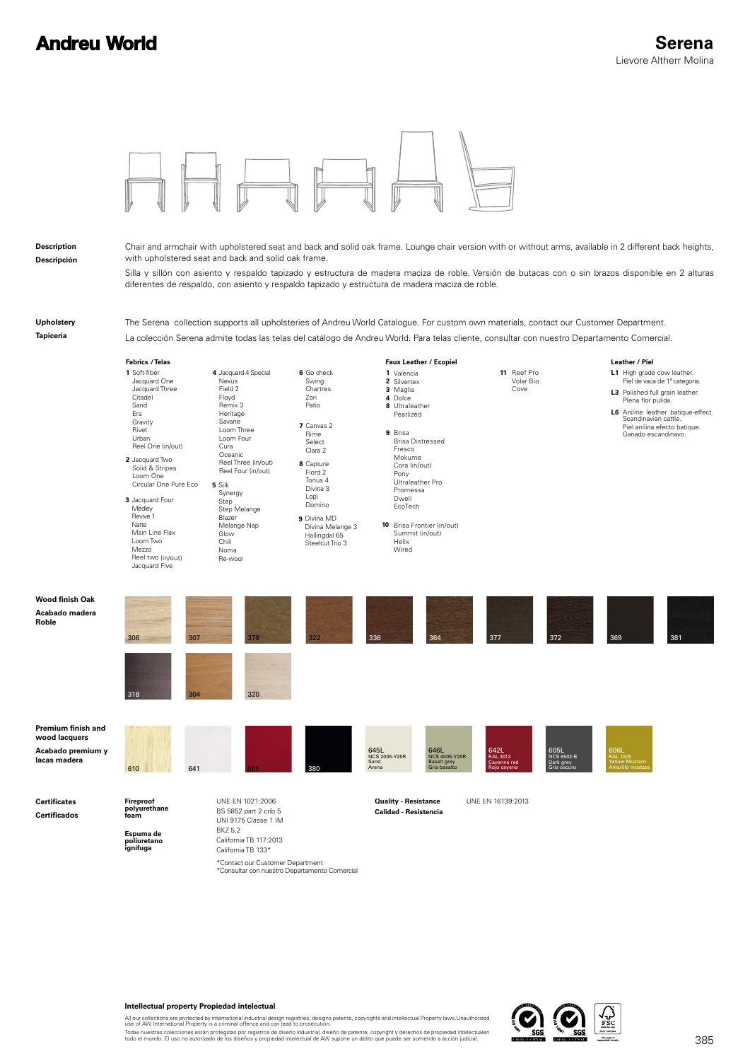# Andreu World

## Serena

Lievore Altherr Molina

**Description**
**Descripción**

Chair and armchair with upholstered seat and back and solid oak frame. Lounge chair version with or without arms, available in 2 different back heights, with upholstered seat and back and solid oak frame.

Silla y sillón con asiento y respaldo tapizado y estructura de madera maciza de roble. Versión de butacas con o sin brazos disponible en 2 alturas diferentes de respaldo, con asiento y respaldo tapizado y estructura de madera maciza de roble.

**Upholstery**
**Tapicería**

The Serena collection supports all upholsteries of Andreu World Catalogue. For custom own materials, contact our Customer Department.

La colección Serena admite todas las telas del catálogo de Andreu World. Para telas cliente, consultar con nuestro Departamento Comercial.

**Fabrics / Telas**

**1** Soft-fiber, Jacquard One, Jacquard Three, Citadel, Sand, Era, Gravity, Rivet, Urban, Reel One (in/out)

**2** Jacquard Two, Solid & Stripes, Loom One, Circular One Pure Eco

**3** Jacquard Four, Medley, Revive 1, Natte, Main Line Flax, Loom Two, Mezzo, Reel two (in/out), Jacquard Five

**4** Jacquard 4 Special, Nexus, Field 2, Floyd, Remix 3, Heritage, Savane, Loom Three, Loom Four, Cura, Oceanic, Reel Three (in/out), Reel Four (in/out)

**5** Silk, Synergy, Step, Step Melange, Blazer, Melange Nap, Glow, Chili, Noma, Re-wool

**6** Go check, Swing, Chartres, Zori, Patio

**7** Canvas 2, Rime, Select, Clara 2

**8** Capture, Fiord 2, Tonus 4, Divina 3, Lopi, Domino

**9** Divina MD, Divina Melange 3, Hallingdal 65, Steelcut Trio 3

**Faux Leather / Ecopiel**

**1** Valencia
**2** Silvertex
**3** Maglia
**4** Dolce
**8** Ultraleather, Pearlized

**9** Brisa, Brisa Distressed, Fresco, Mokume, Cora (in/out), Pony, Ultraleather Pro, Promessa, Dwell, EcoTech

**10** Brisa Frontier (in/out), Summit (in/out), Helix, Wired

**11** Reef Pro, Volar Bio, Cove

**Leather / Piel**

**L1** High grade cow leather. Piel de vaca de 1ª categoría.

**L3** Polished full grain leather. Plena flor pulida.

**L6** Aniline leather batique-effect. Scandinavian cattle. Piel anilina efecto batique. Ganado escandinavo.

**Wood finish Oak**
**Acabado madera Roble**

306, 307, 378, 322, 336, 364, 377, 372, 369, 381, 318, 304, 320

**Premium finish and wood lacquers**
**Acabado premium y lacas madera**

610, 641, 661, 380, 645L NCS 2005-Y20R Sand Arena, 646L NCS 4005-Y20R Basalt grey Gris basalto, 642L RAL 3013 Cayenne red Rojo cayena, 605L NCS 6502-B Dark grey Gris oscuro, 606L RAL 1005 Yellow Mustard Amarillo mostaza

**Certificates**
**Certificados**

**Fireproof polyurethane foam**
**Espuma de poliuretano ignífuga**

UNE EN 1021:2006
BS 5852 part 2 crib 5
UNI 9175 Classe 1 IM
BKZ 5.2
California TB 117:2013
California TB 133*

*Contact our Customer Department
*Consultar con nuestro Departamento Comercial

**Quality - Resistance**
**Calidad - Resistencia**

UNE EN 16139:2013

**Intellectual property Propiedad intelectual**

All our collections are protected by international industrial design registries, designs patents, copyrights and intellectual Property laws.Unauthorized use of AW International Property is a criminal offence and can lead to prosecution.

Todas nuestras colecciones están protegidas por registros de diseño industrial, diseño de patente, copyright y derechos de propiedad intelectualen todo el mundo. El uso no autorizado de los diseños y propiedad intelectual de AW supone un delito que puede ser sometido a acción judicial.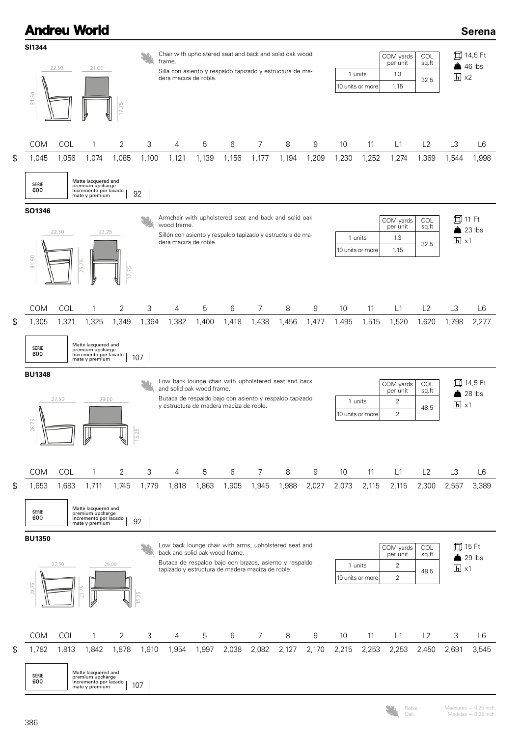# Andreu World

## Serena

### SI1344

Chair with upholstered seat and back and solid oak wood frame.

Silla con asiento y respaldo tapizado y estructura de madera maciza de roble.

| | COM yards per unit | COL sq.ft |
|---|---|---|
| 1 units | 1.3 | 32.5 |
| 10 units or more | 1.15 | |

14,5 Ft · 46 lbs · x2

| | COM | COL | 1 | 2 | 3 | 4 | 5 | 6 | 7 | 8 | 9 | 10 | 11 | L1 | L2 | L3 | L6 |
|---|---|---|---|---|---|---|---|---|---|---|---|---|---|---|---|---|---|
| $ | 1,045 | 1,056 | 1,074 | 1,085 | 1,100 | 1,121 | 1,139 | 1,156 | 1,177 | 1,194 | 1,209 | 1,230 | 1,252 | 1,274 | 1,369 | 1,544 | 1,998 |

SERIE 600 — Matte lacquered and premium upcharge / Incremento por lacado mate y premium: 92

### SO1346

Armchair with upholstered seat and back and solid oak wood frame.

Sillón con asiento y respaldo tapizado y estructura de madera maciza de roble.

| | COM yards per unit | COL sq.ft |
|---|---|---|
| 1 units | 1.3 | 32.5 |
| 10 units or more | 1.15 | |

11 Ft · 23 lbs · x1

| | COM | COL | 1 | 2 | 3 | 4 | 5 | 6 | 7 | 8 | 9 | 10 | 11 | L1 | L2 | L3 | L6 |
|---|---|---|---|---|---|---|---|---|---|---|---|---|---|---|---|---|---|
| $ | 1,305 | 1,321 | 1,325 | 1,349 | 1,364 | 1,382 | 1,400 | 1,418 | 1,438 | 1,456 | 1,477 | 1,495 | 1,515 | 1,520 | 1,620 | 1,798 | 2,277 |

SERIE 600 — Matte lacquered and premium upcharge / Incremento por lacado mate y premium: 107

### BU1348

Low back lounge chair with upholstered seat and back and solid oak wood frame.

Butaca de respaldo bajo con asiento y respaldo tapizado y estructura de madera maciza de roble.

| | COM yards per unit | COL sq.ft |
|---|---|---|
| 1 units | 2 | 48.5 |
| 10 units or more | 2 | |

14,5 Ft · 28 lbs · x1

| | COM | COL | 1 | 2 | 3 | 4 | 5 | 6 | 7 | 8 | 9 | 10 | 11 | L1 | L2 | L3 | L6 |
|---|---|---|---|---|---|---|---|---|---|---|---|---|---|---|---|---|---|
| $ | 1,653 | 1,683 | 1,711 | 1,745 | 1,779 | 1,818 | 1,863 | 1,905 | 1,945 | 1,988 | 2,027 | 2,073 | 2,115 | 2,115 | 2,300 | 2,557 | 3,389 |

SERIE 600 — Matte lacquered and premium upcharge / Incremento por lacado mate y premium: 92

### BU1350

Low back lounge chair with arms, upholstered seat and back and solid oak wood frame.

Butaca de respaldo bajo con brazos, asiento y respaldo tapizado y estructura de madera maciza de roble.

| | COM yards per unit | COL sq.ft |
|---|---|---|
| 1 units | 2 | 48.5 |
| 10 units or more | 2 | |

15 Ft · 29 lbs · x1

| | COM | COL | 1 | 2 | 3 | 4 | 5 | 6 | 7 | 8 | 9 | 10 | 11 | L1 | L2 | L3 | L6 |
|---|---|---|---|---|---|---|---|---|---|---|---|---|---|---|---|---|---|
| $ | 1,782 | 1,813 | 1,842 | 1,878 | 1,910 | 1,954 | 1,997 | 2,038 | 2,082 | 2,127 | 2,170 | 2,215 | 2,253 | 2,253 | 2,450 | 2,691 | 3,545 |

SERIE 600 — Matte lacquered and premium upcharge / Incremento por lacado mate y premium: 107

Roble / Oak

Measures +- 0.25 inch. / Medidas +- 0.25 inch.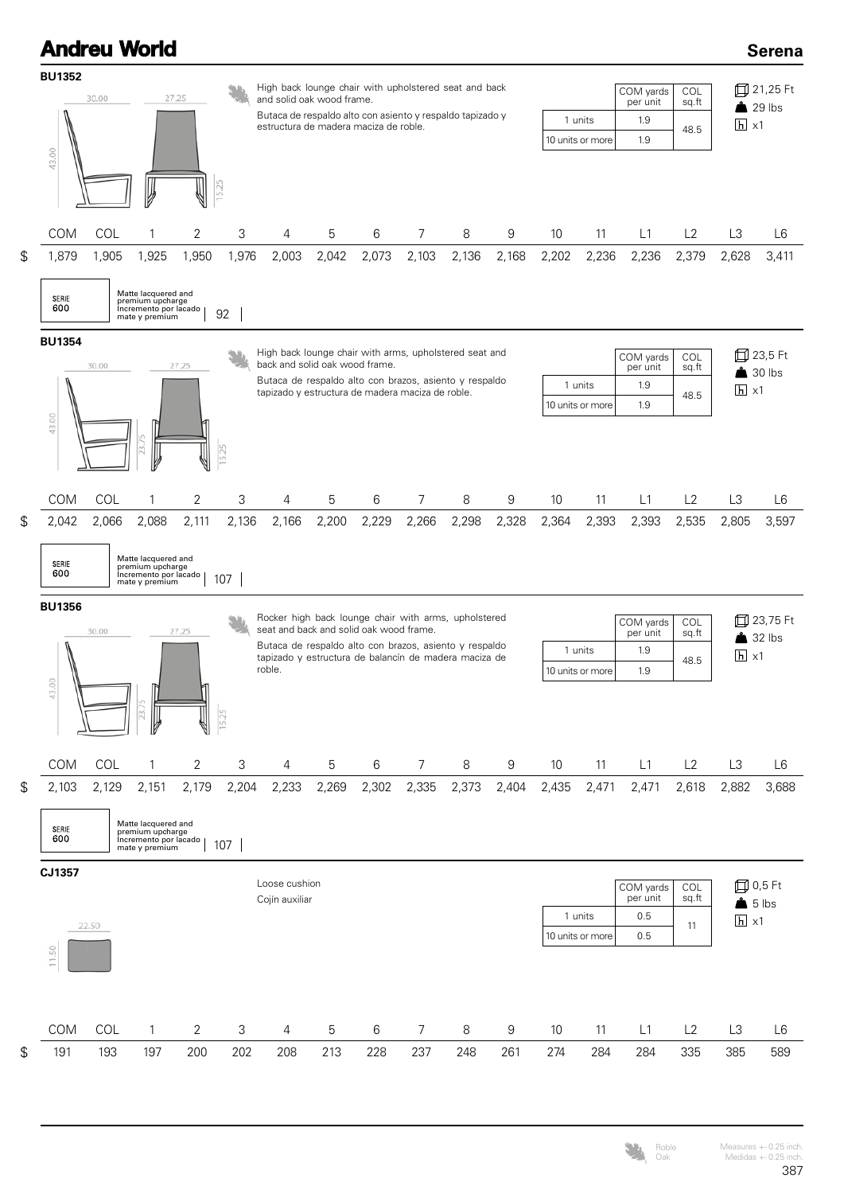# Andreu World

## Serena

### BU1352

High back lounge chair with upholstered seat and back and solid oak wood frame.

Butaca de respaldo alto con asiento y respaldo tapizado y estructura de madera maciza de roble.

| | COM yards per unit | COL sq.ft |
|---|---|---|
| 1 units | 1.9 | 48.5 |
| 10 units or more | 1.9 | |

21,25 Ft
29 lbs
x1

| | COM | COL | 1 | 2 | 3 | 4 | 5 | 6 | 7 | 8 | 9 | 10 | 11 | L1 | L2 | L3 | L6 |
|---|---|---|---|---|---|---|---|---|---|---|---|---|---|---|---|---|---|
| $ | 1,879 | 1,905 | 1,925 | 1,950 | 1,976 | 2,003 | 2,042 | 2,073 | 2,103 | 2,136 | 2,168 | 2,202 | 2,236 | 2,236 | 2,379 | 2,628 | 3,411 |

SERIE 600 — Matte lacquered and premium upcharge / Incremento por lacado mate y premium: 92

### BU1354

High back lounge chair with arms, upholstered seat and back and solid oak wood frame.

Butaca de respaldo alto con brazos, asiento y respaldo tapizado y estructura de madera maciza de roble.

| | COM yards per unit | COL sq.ft |
|---|---|---|
| 1 units | 1.9 | 48.5 |
| 10 units or more | 1.9 | |

23,5 Ft
30 lbs
x1

| | COM | COL | 1 | 2 | 3 | 4 | 5 | 6 | 7 | 8 | 9 | 10 | 11 | L1 | L2 | L3 | L6 |
|---|---|---|---|---|---|---|---|---|---|---|---|---|---|---|---|---|---|
| $ | 2,042 | 2,066 | 2,088 | 2,111 | 2,136 | 2,166 | 2,200 | 2,229 | 2,266 | 2,298 | 2,328 | 2,364 | 2,393 | 2,393 | 2,535 | 2,805 | 3,597 |

SERIE 600 — Matte lacquered and premium upcharge / Incremento por lacado mate y premium: 107

### BU1356

Rocker high back lounge chair with arms, upholstered seat and back and solid oak wood frame.

Butaca de respaldo alto con brazos, asiento y respaldo tapizado y estructura de balancín de madera maciza de roble.

| | COM yards per unit | COL sq.ft |
|---|---|---|
| 1 units | 1.9 | 48.5 |
| 10 units or more | 1.9 | |

23,75 Ft
32 lbs
x1

| | COM | COL | 1 | 2 | 3 | 4 | 5 | 6 | 7 | 8 | 9 | 10 | 11 | L1 | L2 | L3 | L6 |
|---|---|---|---|---|---|---|---|---|---|---|---|---|---|---|---|---|---|
| $ | 2,103 | 2,129 | 2,151 | 2,179 | 2,204 | 2,233 | 2,269 | 2,302 | 2,335 | 2,373 | 2,404 | 2,435 | 2,471 | 2,471 | 2,618 | 2,882 | 3,688 |

SERIE 600 — Matte lacquered and premium upcharge / Incremento por lacado mate y premium: 107

### CJ1357

Loose cushion

Cojín auxiliar

| | COM yards per unit | COL sq.ft |
|---|---|---|
| 1 units | 0.5 | 11 |
| 10 units or more | 0.5 | |

0,5 Ft
5 lbs
x1

| | COM | COL | 1 | 2 | 3 | 4 | 5 | 6 | 7 | 8 | 9 | 10 | 11 | L1 | L2 | L3 | L6 |
|---|---|---|---|---|---|---|---|---|---|---|---|---|---|---|---|---|---|
| $ | 191 | 193 | 197 | 200 | 202 | 208 | 213 | 228 | 237 | 248 | 261 | 274 | 284 | 284 | 335 | 385 | 589 |

Roble / Oak

Measures +- 0.25 inch. Medidas +- 0.25 inch.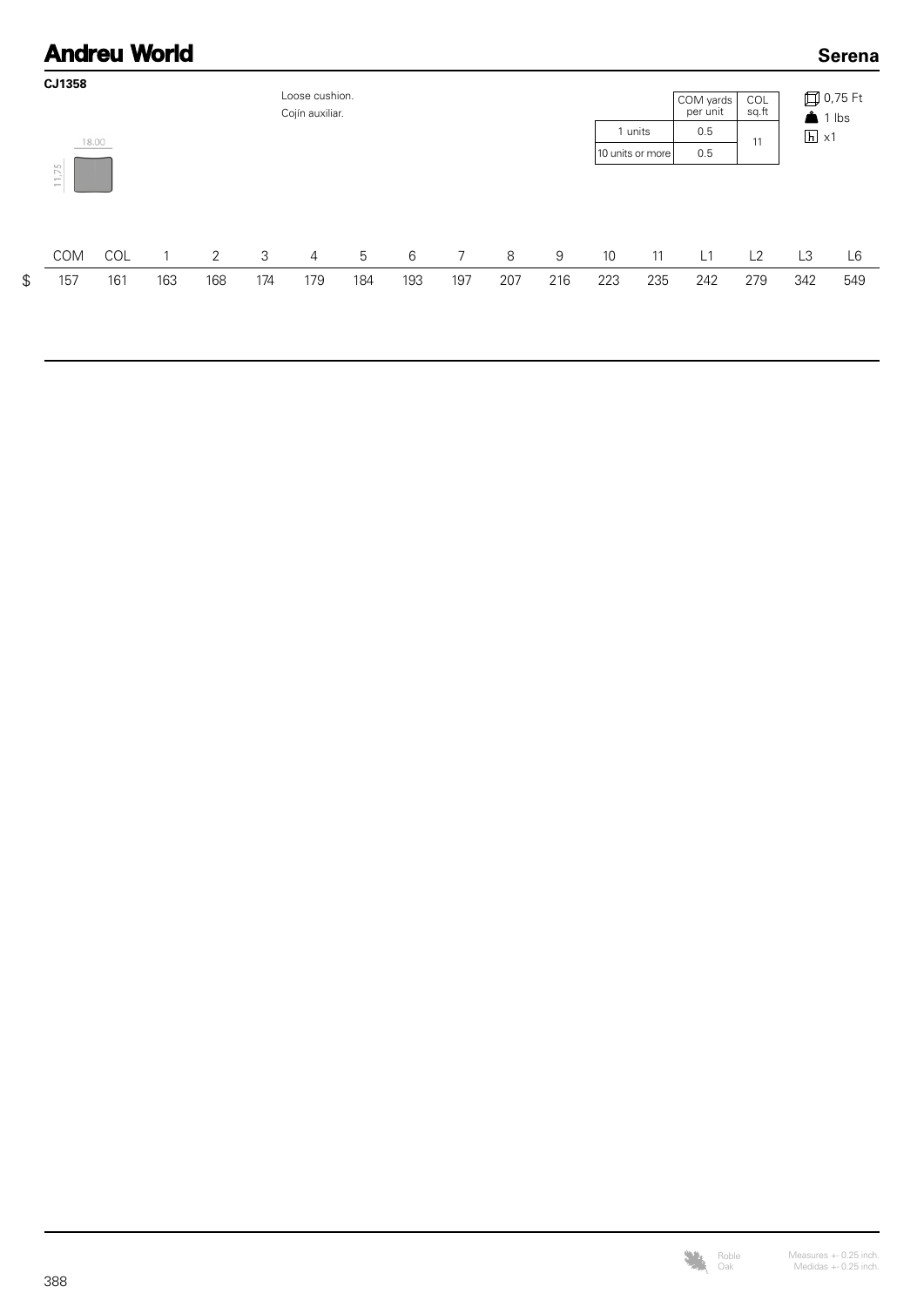**CJ1358**

Loose cushion.
Cojín auxiliar.

18.00
11.75

| | COM yards per unit | COL sq.ft |
|---|---|---|
| 1 units | 0.5 | 11 |
| 10 units or more | 0.5 | |

0,75 Ft
1 lbs
x1

| | COM | COL | 1 | 2 | 3 | 4 | 5 | 6 | 7 | 8 | 9 | 10 | 11 | L1 | L2 | L3 | L6 |
|---|---|---|---|---|---|---|---|---|---|---|---|---|---|---|---|---|---|
| $ | 157 | 161 | 163 | 168 | 174 | 179 | 184 | 193 | 197 | 207 | 216 | 223 | 235 | 242 | 279 | 342 | 549 |

Roble
Oak

Measures +- 0.25 inch.
Medidas +- 0.25 inch.